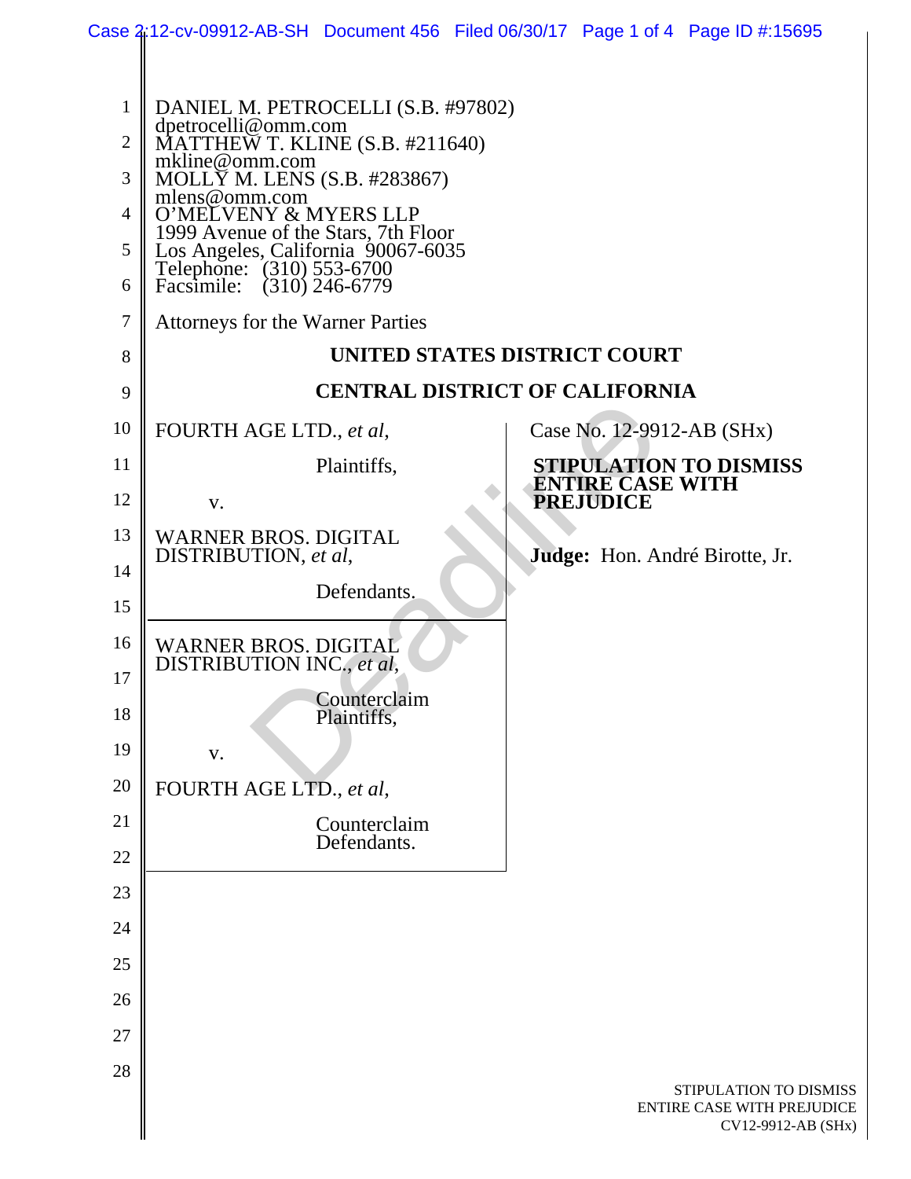DANIEL M. PETROCELLI (S.B. #97802)
dpetrocelli@omm.com
MATTHEW T. KLINE (S.B. #211640)
mkline@omm.com
MOLLY M. LENS (S.B. #283867)
mlens@omm.com
O'MELVENY & MYERS LLP
1999 Avenue of the Stars, 7th Floor
Los Angeles, California 90067-6035
Telephone: (310) 553-6700
Facsimile: (310) 246-6779

Attorneys for the Warner Parties

**UNITED STATES DISTRICT COURT**

**CENTRAL DISTRICT OF CALIFORNIA**

FOURTH AGE LTD., *et al*,

Plaintiffs,

v.

WARNER BROS. DIGITAL DISTRIBUTION, *et al*,

Defendants.

---

WARNER BROS. DIGITAL DISTRIBUTION INC., *et al*,

Counterclaim Plaintiffs,

v.

FOURTH AGE LTD., *et al*,

Counterclaim Defendants.

Case No. 12-9912-AB (SHx)

**STIPULATION TO DISMISS ENTIRE CASE WITH PREJUDICE**

**Judge:** Hon. André Birotte, Jr.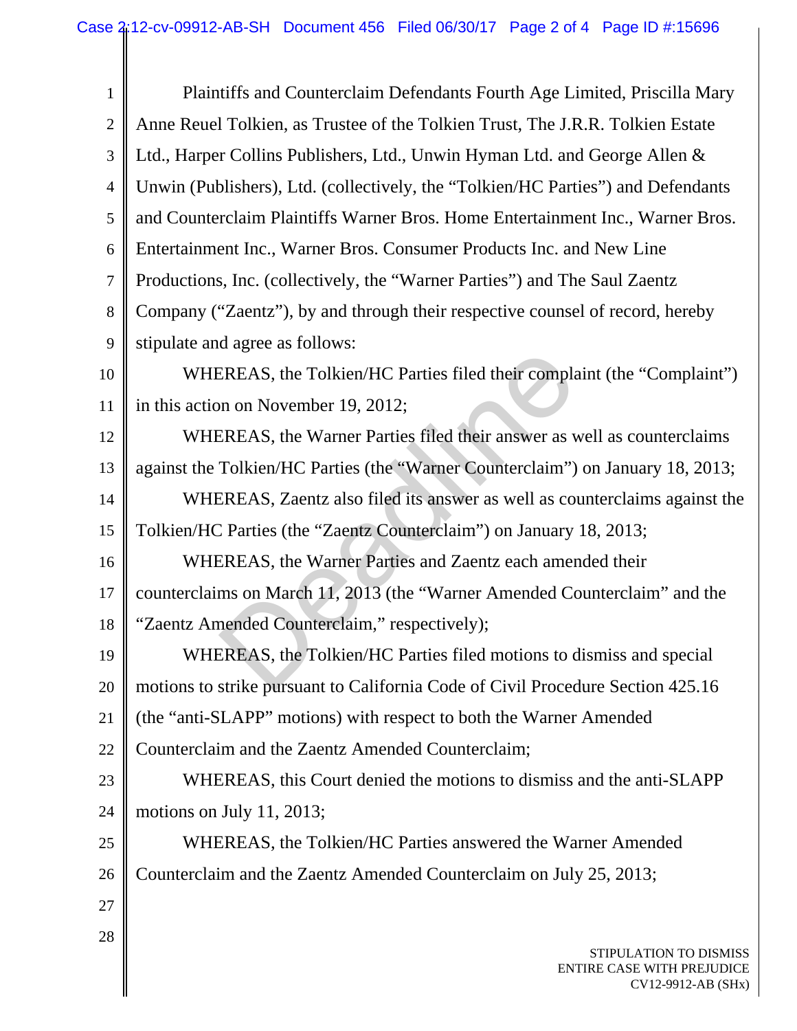Plaintiffs and Counterclaim Defendants Fourth Age Limited, Priscilla Mary Anne Reuel Tolkien, as Trustee of the Tolkien Trust, The J.R.R. Tolkien Estate Ltd., Harper Collins Publishers, Ltd., Unwin Hyman Ltd. and George Allen & Unwin (Publishers), Ltd. (collectively, the "Tolkien/HC Parties") and Defendants and Counterclaim Plaintiffs Warner Bros. Home Entertainment Inc., Warner Bros. Entertainment Inc., Warner Bros. Consumer Products Inc. and New Line Productions, Inc. (collectively, the "Warner Parties") and The Saul Zaentz Company ("Zaentz"), by and through their respective counsel of record, hereby stipulate and agree as follows:

WHEREAS, the Tolkien/HC Parties filed their complaint (the "Complaint") in this action on November 19, 2012;

WHEREAS, the Warner Parties filed their answer as well as counterclaims against the Tolkien/HC Parties (the "Warner Counterclaim") on January 18, 2013;

WHEREAS, Zaentz also filed its answer as well as counterclaims against the Tolkien/HC Parties (the "Zaentz Counterclaim") on January 18, 2013;

WHEREAS, the Warner Parties and Zaentz each amended their counterclaims on March 11, 2013 (the "Warner Amended Counterclaim" and the "Zaentz Amended Counterclaim," respectively);

WHEREAS, the Tolkien/HC Parties filed motions to dismiss and special motions to strike pursuant to California Code of Civil Procedure Section 425.16 (the "anti-SLAPP" motions) with respect to both the Warner Amended Counterclaim and the Zaentz Amended Counterclaim;

WHEREAS, this Court denied the motions to dismiss and the anti-SLAPP motions on July 11, 2013;

WHEREAS, the Tolkien/HC Parties answered the Warner Amended Counterclaim and the Zaentz Amended Counterclaim on July 25, 2013;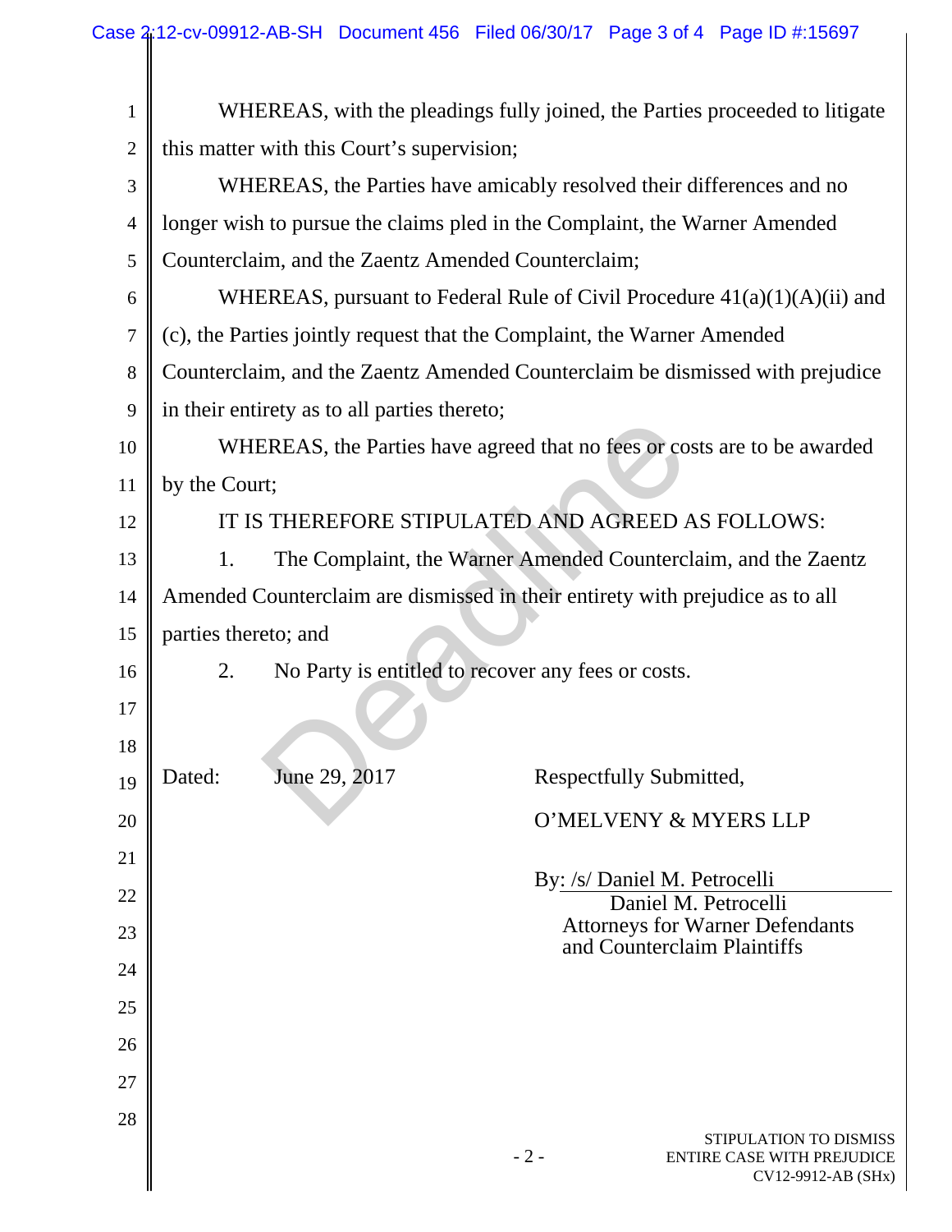WHEREAS, with the pleadings fully joined, the Parties proceeded to litigate this matter with this Court's supervision;

WHEREAS, the Parties have amicably resolved their differences and no longer wish to pursue the claims pled in the Complaint, the Warner Amended Counterclaim, and the Zaentz Amended Counterclaim;

WHEREAS, pursuant to Federal Rule of Civil Procedure 41(a)(1)(A)(ii) and (c), the Parties jointly request that the Complaint, the Warner Amended Counterclaim, and the Zaentz Amended Counterclaim be dismissed with prejudice in their entirety as to all parties thereto;

WHEREAS, the Parties have agreed that no fees or costs are to be awarded by the Court;

IT IS THEREFORE STIPULATED AND AGREED AS FOLLOWS:

1. The Complaint, the Warner Amended Counterclaim, and the Zaentz Amended Counterclaim are dismissed in their entirety with prejudice as to all parties thereto; and

2. No Party is entitled to recover any fees or costs.

Dated: June 29, 2017

Respectfully Submitted,

O'MELVENY & MYERS LLP

By: /s/ Daniel M. Petrocelli
Daniel M. Petrocelli
Attorneys for Warner Defendants and Counterclaim Plaintiffs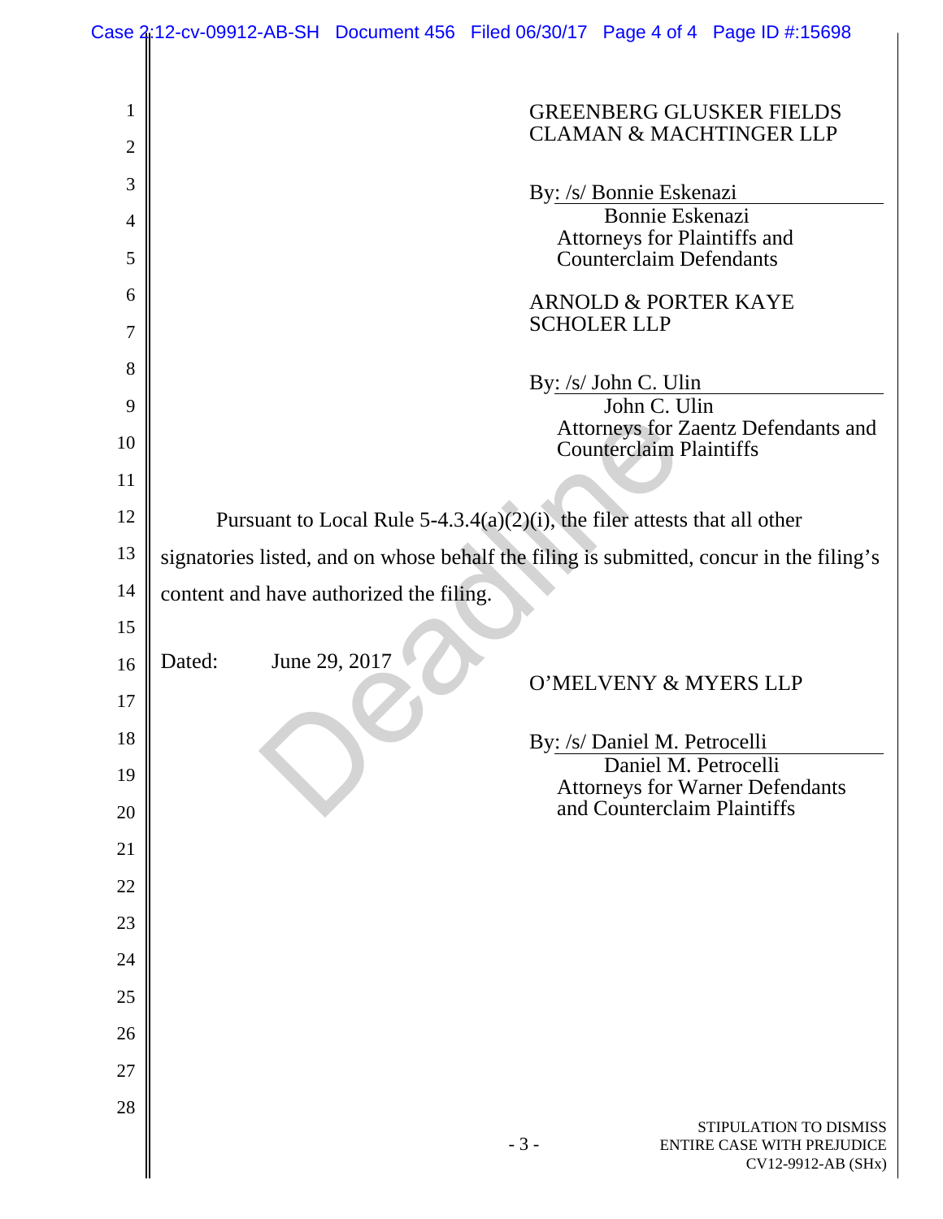GREENBERG GLUSKER FIELDS
CLAMAN & MACHTINGER LLP

By: /s/ Bonnie Eskenazi
Bonnie Eskenazi
Attorneys for Plaintiffs and
Counterclaim Defendants

ARNOLD & PORTER KAYE
SCHOLER LLP

By: /s/ John C. Ulin
John C. Ulin
Attorneys for Zaentz Defendants and
Counterclaim Plaintiffs

Pursuant to Local Rule 5-4.3.4(a)(2)(i), the filer attests that all other signatories listed, and on whose behalf the filing is submitted, concur in the filing's content and have authorized the filing.

Dated: June 29, 2017

O'MELVENY & MYERS LLP

By: /s/ Daniel M. Petrocelli
Daniel M. Petrocelli
Attorneys for Warner Defendants
and Counterclaim Plaintiffs

STIPULATION TO DISMISS
ENTIRE CASE WITH PREJUDICE
CV12-9912-AB (SHx)